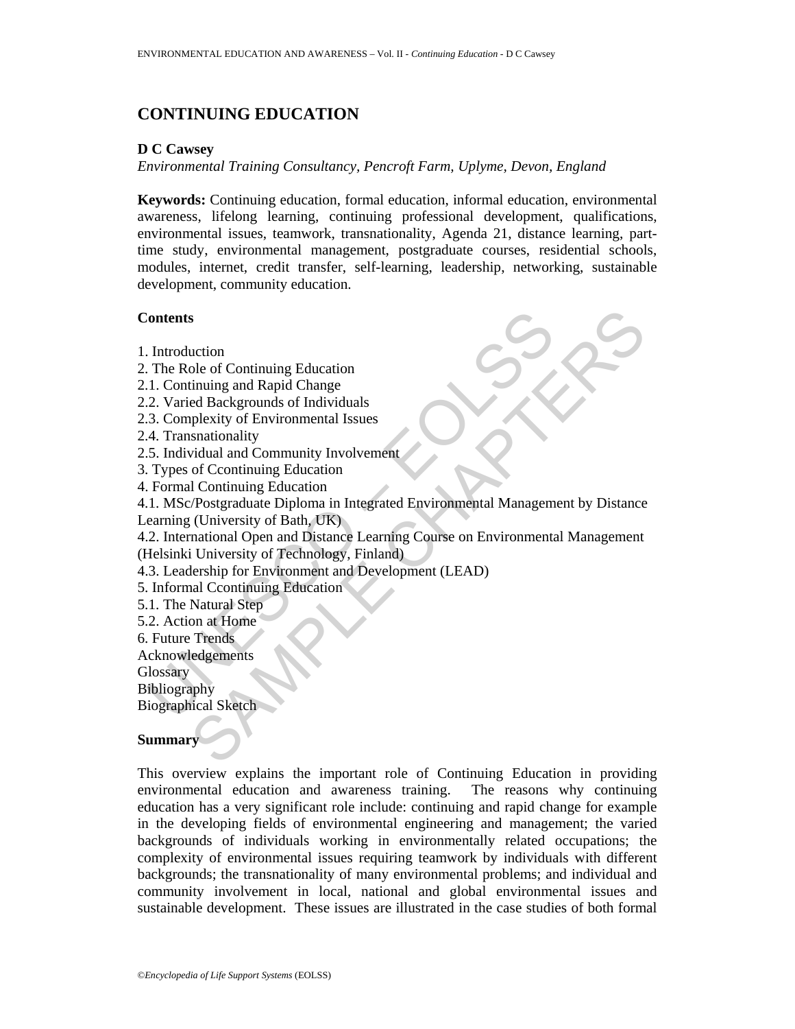# CONTINUING EDUCATION

**D C Cawsey**

*Environmental Training Consultancy, Pencroft Farm, Uplyme, Devon, England*

**Keywords:** Continuing education, formal education, informal education, environmental awareness, lifelong learning, continuing professional development, qualifications, environmental issues, teamwork, transnationality, Agenda 21, distance learning, part-time study, environmental management, postgraduate courses, residential schools, modules, internet, credit transfer, self-learning, leadership, networking, sustainable development, community education.

## Contents

1. Introduction
2. The Role of Continuing Education
2.1. Continuing and Rapid Change
2.2. Varied Backgrounds of Individuals
2.3. Complexity of Environmental Issues
2.4. Transnationality
2.5. Individual and Community Involvement
3. Types of Ccontinuing Education
4. Formal Continuing Education
4.1. MSc/Postgraduate Diploma in Integrated Environmental Management by Distance Learning (University of Bath, UK)
4.2. International Open and Distance Learning Course on Environmental Management (Helsinki University of Technology, Finland)
4.3. Leadership for Environment and Development (LEAD)
5. Informal Ccontinuing Education
5.1. The Natural Step
5.2. Action at Home
6. Future Trends
Acknowledgements
Glossary
Bibliography
Biographical Sketch

## Summary

This overview explains the important role of Continuing Education in providing environmental education and awareness training. The reasons why continuing education has a very significant role include: continuing and rapid change for example in the developing fields of environmental engineering and management; the varied backgrounds of individuals working in environmentally related occupations; the complexity of environmental issues requiring teamwork by individuals with different backgrounds; the transnationality of many environmental problems; and individual and community involvement in local, national and global environmental issues and sustainable development. These issues are illustrated in the case studies of both formal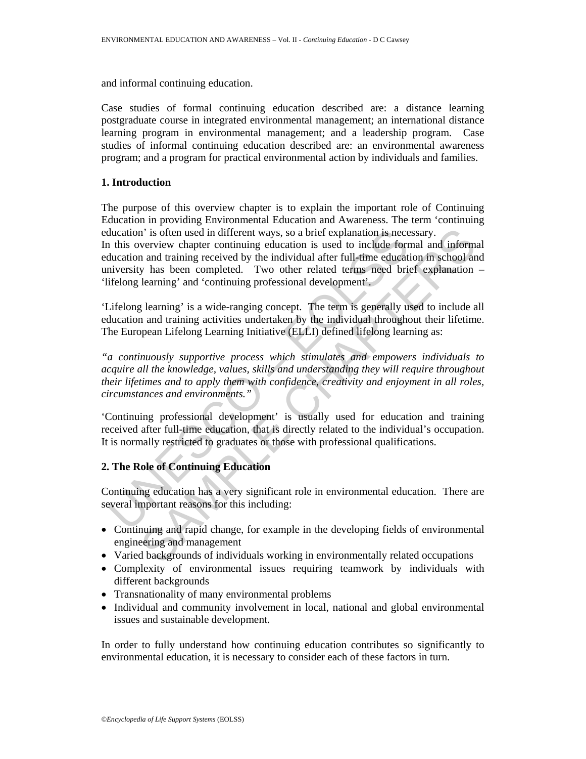and informal continuing education.

Case studies of formal continuing education described are: a distance learning postgraduate course in integrated environmental management; an international distance learning program in environmental management; and a leadership program. Case studies of informal continuing education described are: an environmental awareness program; and a program for practical environmental action by individuals and families.

## 1. Introduction

The purpose of this overview chapter is to explain the important role of Continuing Education in providing Environmental Education and Awareness. The term 'continuing education' is often used in different ways, so a brief explanation is necessary.
In this overview chapter continuing education is used to include formal and informal education and training received by the individual after full-time education in school and university has been completed. Two other related terms need brief explanation – 'lifelong learning' and 'continuing professional development'.

'Lifelong learning' is a wide-ranging concept. The term is generally used to include all education and training activities undertaken by the individual throughout their lifetime. The European Lifelong Learning Initiative (ELLI) defined lifelong learning as:

*"a continuously supportive process which stimulates and empowers individuals to acquire all the knowledge, values, skills and understanding they will require throughout their lifetimes and to apply them with confidence, creativity and enjoyment in all roles, circumstances and environments."*

'Continuing professional development' is usually used for education and training received after full-time education, that is directly related to the individual's occupation. It is normally restricted to graduates or those with professional qualifications.

## 2. The Role of Continuing Education

Continuing education has a very significant role in environmental education. There are several important reasons for this including:

- Continuing and rapid change, for example in the developing fields of environmental engineering and management
- Varied backgrounds of individuals working in environmentally related occupations
- Complexity of environmental issues requiring teamwork by individuals with different backgrounds
- Transnationality of many environmental problems
- Individual and community involvement in local, national and global environmental issues and sustainable development.

In order to fully understand how continuing education contributes so significantly to environmental education, it is necessary to consider each of these factors in turn.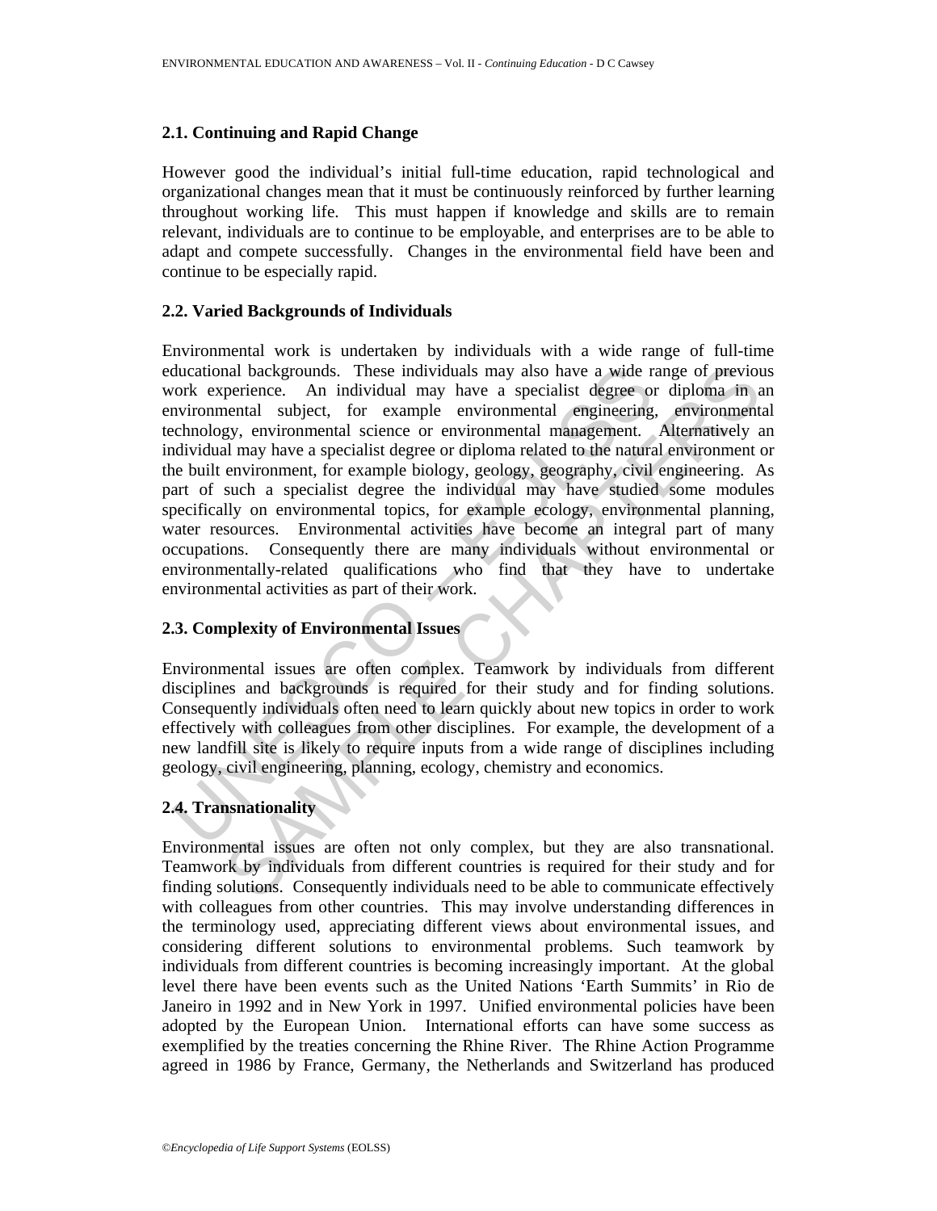### 2.1. Continuing and Rapid Change

However good the individual's initial full-time education, rapid technological and organizational changes mean that it must be continuously reinforced by further learning throughout working life. This must happen if knowledge and skills are to remain relevant, individuals are to continue to be employable, and enterprises are to be able to adapt and compete successfully. Changes in the environmental field have been and continue to be especially rapid.

### 2.2. Varied Backgrounds of Individuals

Environmental work is undertaken by individuals with a wide range of full-time educational backgrounds. These individuals may also have a wide range of previous work experience. An individual may have a specialist degree or diploma in an environmental subject, for example environmental engineering, environmental technology, environmental science or environmental management. Alternatively an individual may have a specialist degree or diploma related to the natural environment or the built environment, for example biology, geology, geography, civil engineering. As part of such a specialist degree the individual may have studied some modules specifically on environmental topics, for example ecology, environmental planning, water resources. Environmental activities have become an integral part of many occupations. Consequently there are many individuals without environmental or environmentally-related qualifications who find that they have to undertake environmental activities as part of their work.

### 2.3. Complexity of Environmental Issues

Environmental issues are often complex. Teamwork by individuals from different disciplines and backgrounds is required for their study and for finding solutions. Consequently individuals often need to learn quickly about new topics in order to work effectively with colleagues from other disciplines. For example, the development of a new landfill site is likely to require inputs from a wide range of disciplines including geology, civil engineering, planning, ecology, chemistry and economics.

### 2.4. Transnationality

Environmental issues are often not only complex, but they are also transnational. Teamwork by individuals from different countries is required for their study and for finding solutions. Consequently individuals need to be able to communicate effectively with colleagues from other countries. This may involve understanding differences in the terminology used, appreciating different views about environmental issues, and considering different solutions to environmental problems. Such teamwork by individuals from different countries is becoming increasingly important. At the global level there have been events such as the United Nations 'Earth Summits' in Rio de Janeiro in 1992 and in New York in 1997. Unified environmental policies have been adopted by the European Union. International efforts can have some success as exemplified by the treaties concerning the Rhine River. The Rhine Action Programme agreed in 1986 by France, Germany, the Netherlands and Switzerland has produced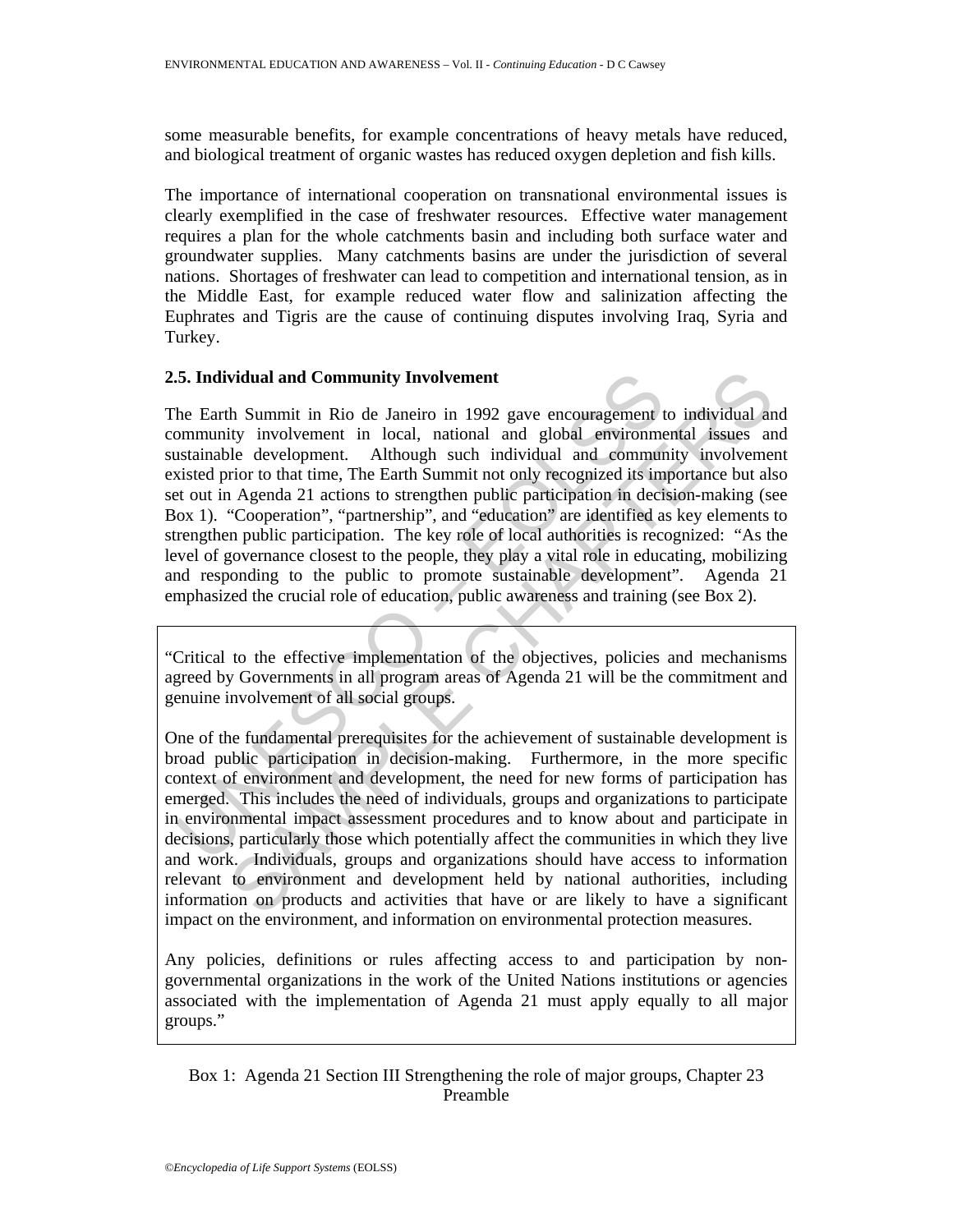some measurable benefits, for example concentrations of heavy metals have reduced, and biological treatment of organic wastes has reduced oxygen depletion and fish kills.

The importance of international cooperation on transnational environmental issues is clearly exemplified in the case of freshwater resources. Effective water management requires a plan for the whole catchments basin and including both surface water and groundwater supplies. Many catchments basins are under the jurisdiction of several nations. Shortages of freshwater can lead to competition and international tension, as in the Middle East, for example reduced water flow and salinization affecting the Euphrates and Tigris are the cause of continuing disputes involving Iraq, Syria and Turkey.

### 2.5. Individual and Community Involvement

The Earth Summit in Rio de Janeiro in 1992 gave encouragement to individual and community involvement in local, national and global environmental issues and sustainable development. Although such individual and community involvement existed prior to that time, The Earth Summit not only recognized its importance but also set out in Agenda 21 actions to strengthen public participation in decision-making (see Box 1). "Cooperation", "partnership", and "education" are identified as key elements to strengthen public participation. The key role of local authorities is recognized: "As the level of governance closest to the people, they play a vital role in educating, mobilizing and responding to the public to promote sustainable development". Agenda 21 emphasized the crucial role of education, public awareness and training (see Box 2).

> "Critical to the effective implementation of the objectives, policies and mechanisms agreed by Governments in all program areas of Agenda 21 will be the commitment and genuine involvement of all social groups.
>
> One of the fundamental prerequisites for the achievement of sustainable development is broad public participation in decision-making. Furthermore, in the more specific context of environment and development, the need for new forms of participation has emerged. This includes the need of individuals, groups and organizations to participate in environmental impact assessment procedures and to know about and participate in decisions, particularly those which potentially affect the communities in which they live and work. Individuals, groups and organizations should have access to information relevant to environment and development held by national authorities, including information on products and activities that have or are likely to have a significant impact on the environment, and information on environmental protection measures.
>
> Any policies, definitions or rules affecting access to and participation by non-governmental organizations in the work of the United Nations institutions or agencies associated with the implementation of Agenda 21 must apply equally to all major groups."

Box 1: Agenda 21 Section III Strengthening the role of major groups, Chapter 23 Preamble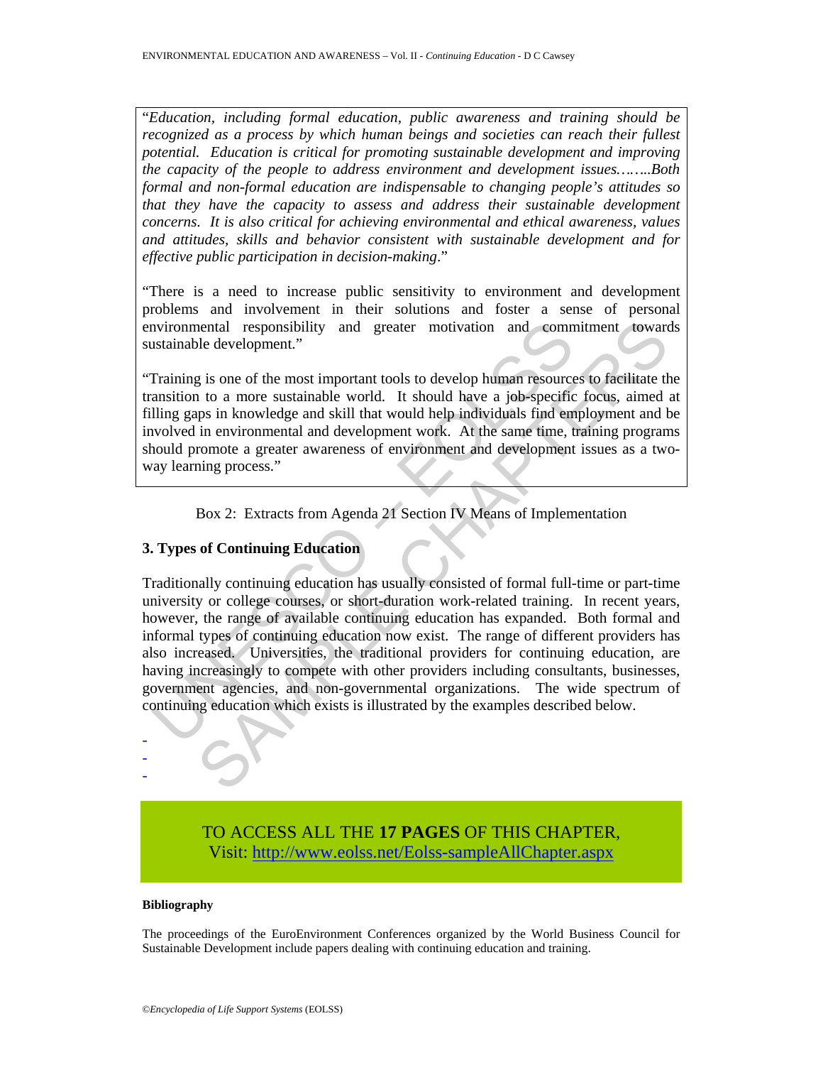> "*Education, including formal education, public awareness and training should be recognized as a process by which human beings and societies can reach their fullest potential. Education is critical for promoting sustainable development and improving the capacity of the people to address environment and development issues……..Both formal and non-formal education are indispensable to changing people's attitudes so that they have the capacity to assess and address their sustainable development concerns. It is also critical for achieving environmental and ethical awareness, values and attitudes, skills and behavior consistent with sustainable development and for effective public participation in decision-making*."
>
> "There is a need to increase public sensitivity to environment and development problems and involvement in their solutions and foster a sense of personal environmental responsibility and greater motivation and commitment towards sustainable development."
>
> "Training is one of the most important tools to develop human resources to facilitate the transition to a more sustainable world. It should have a job-specific focus, aimed at filling gaps in knowledge and skill that would help individuals find employment and be involved in environmental and development work. At the same time, training programs should promote a greater awareness of environment and development issues as a two-way learning process."

Box 2: Extracts from Agenda 21 Section IV Means of Implementation

## 3. Types of Continuing Education

Traditionally continuing education has usually consisted of formal full-time or part-time university or college courses, or short-duration work-related training. In recent years, however, the range of available continuing education has expanded. Both formal and informal types of continuing education now exist. The range of different providers has also increased. Universities, the traditional providers for continuing education, are having increasingly to compete with other providers including consultants, businesses, government agencies, and non-governmental organizations. The wide spectrum of continuing education which exists is illustrated by the examples described below.

-
-
-

TO ACCESS ALL THE **17 PAGES** OF THIS CHAPTER,
Visit: http://www.eolss.net/Eolss-sampleAllChapter.aspx

#### Bibliography

The proceedings of the EuroEnvironment Conferences organized by the World Business Council for Sustainable Development include papers dealing with continuing education and training.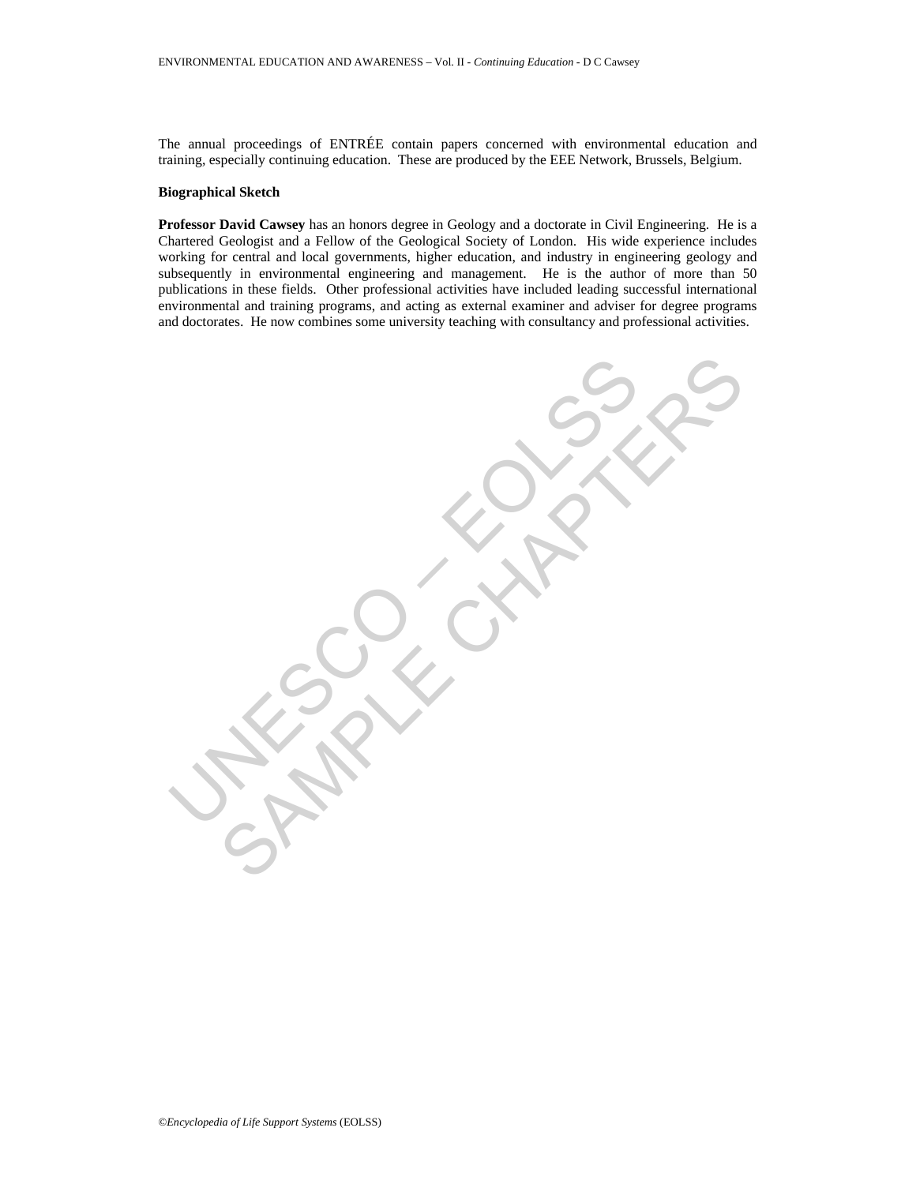The annual proceedings of ENTRÉE contain papers concerned with environmental education and training, especially continuing education. These are produced by the EEE Network, Brussels, Belgium.

**Biographical Sketch**

**Professor David Cawsey** has an honors degree in Geology and a doctorate in Civil Engineering. He is a Chartered Geologist and a Fellow of the Geological Society of London. His wide experience includes working for central and local governments, higher education, and industry in engineering geology and subsequently in environmental engineering and management. He is the author of more than 50 publications in these fields. Other professional activities have included leading successful international environmental and training programs, and acting as external examiner and adviser for degree programs and doctorates. He now combines some university teaching with consultancy and professional activities.